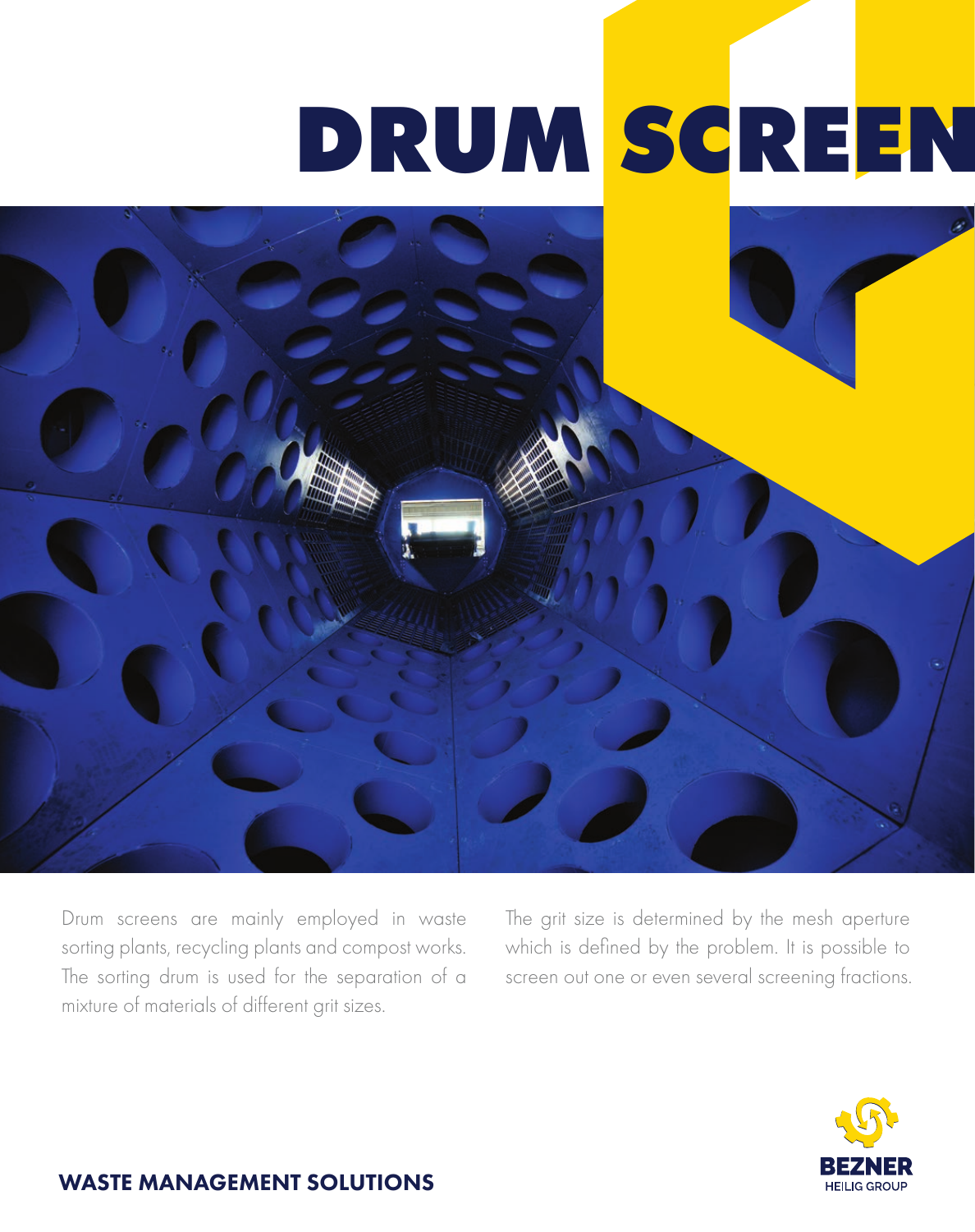# DRUM SCREEN

Drum screens are mainly employed in waste sorting plants, recycling plants and compost works. The sorting drum is used for the separation of a mixture of materials of different grit sizes.

The grit size is determined by the mesh aperture which is defined by the problem. It is possible to screen out one or even several screening fractions.

**WASTE MANAGEMENT SOLUTIONS**

BEZNER
HEILIG GROUP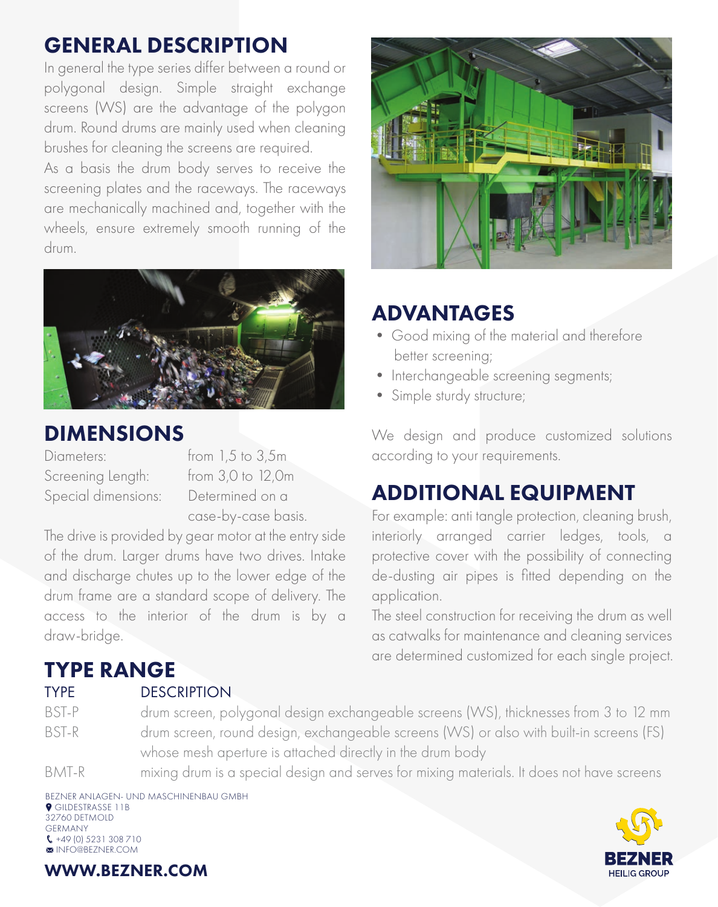## GENERAL DESCRIPTION

In general the type series differ between a round or polygonal design. Simple straight exchange screens (WS) are the advantage of the polygon drum. Round drums are mainly used when cleaning brushes for cleaning the screens are required.

As a basis the drum body serves to receive the screening plates and the raceways. The raceways are mechanically machined and, together with the wheels, ensure extremely smooth running of the drum.

## DIMENSIONS

| | |
|---|---|
| Diameters: | from 1,5 to 3,5m |
| Screening Length: | from 3,0 to 12,0m |
| Special dimensions: | Determined on a case-by-case basis. |

The drive is provided by gear motor at the entry side of the drum. Larger drums have two drives. Intake and discharge chutes up to the lower edge of the drum frame are a standard scope of delivery. The access to the interior of the drum is by a draw-bridge.

## ADVANTAGES

- Good mixing of the material and therefore better screening;
- Interchangeable screening segments;
- Simple sturdy structure;

We design and produce customized solutions according to your requirements.

## ADDITIONAL EQUIPMENT

For example: anti tangle protection, cleaning brush, interiorly arranged carrier ledges, tools, a protective cover with the possibility of connecting de-dusting air pipes is fitted depending on the application.

The steel construction for receiving the drum as well as catwalks for maintenance and cleaning services are determined customized for each single project.

## TYPE RANGE

| TYPE | DESCRIPTION |
|---|---|
| BST-P | drum screen, polygonal design exchangeable screens (WS), thicknesses from 3 to 12 mm |
| BST-R | drum screen, round design, exchangeable screens (WS) or also with built-in screens (FS) whose mesh aperture is attached directly in the drum body |
| BMT-R | mixing drum is a special design and serves for mixing materials. It does not have screens |

BEZNER ANLAGEN- UND MASCHINENBAU GMBH
GILDESTRASSE 11B
32760 DETMOLD
GERMANY
+49 (0) 5231 308 710
INFO@BEZNER.COM

**WWW.BEZNER.COM**

BEZNER
HEILIG GROUP